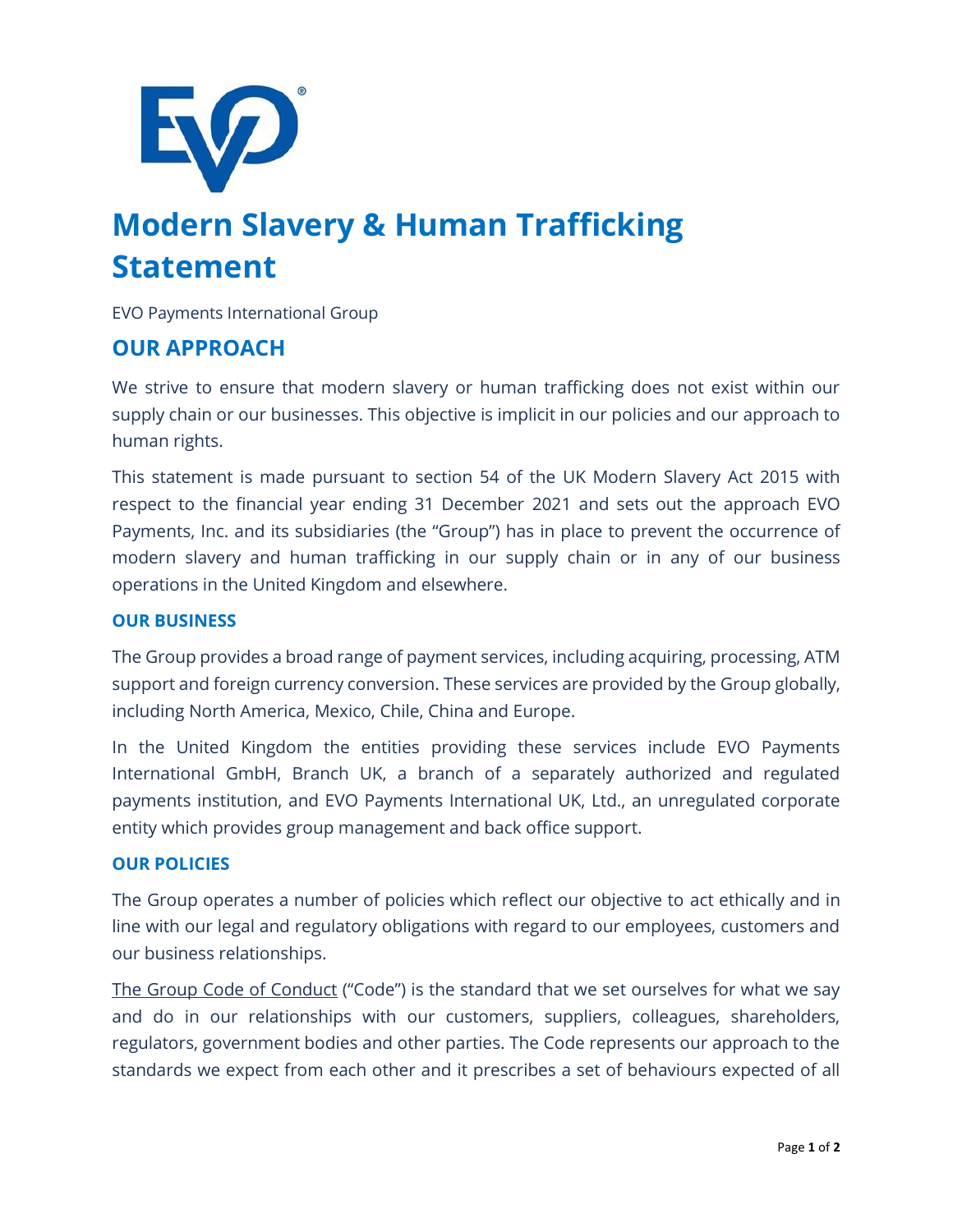# Modern Slavery & Human Trafficking Statement

EVO Payments International Group

## OUR APPROACH

We strive to ensure that modern slavery or human trafficking does not exist within our supply chain or our businesses. This objective is implicit in our policies and our approach to human rights.

This statement is made pursuant to section 54 of the UK Modern Slavery Act 2015 with respect to the financial year ending 31 December 2021 and sets out the approach EVO Payments, Inc. and its subsidiaries (the "Group") has in place to prevent the occurrence of modern slavery and human trafficking in our supply chain or in any of our business operations in the United Kingdom and elsewhere.

### OUR BUSINESS

The Group provides a broad range of payment services, including acquiring, processing, ATM support and foreign currency conversion. These services are provided by the Group globally, including North America, Mexico, Chile, China and Europe.

In the United Kingdom the entities providing these services include EVO Payments International GmbH, Branch UK, a branch of a separately authorized and regulated payments institution, and EVO Payments International UK, Ltd., an unregulated corporate entity which provides group management and back office support.

### OUR POLICIES

The Group operates a number of policies which reflect our objective to act ethically and in line with our legal and regulatory obligations with regard to our employees, customers and our business relationships.

The Group Code of Conduct ("Code") is the standard that we set ourselves for what we say and do in our relationships with our customers, suppliers, colleagues, shareholders, regulators, government bodies and other parties. The Code represents our approach to the standards we expect from each other and it prescribes a set of behaviours expected of all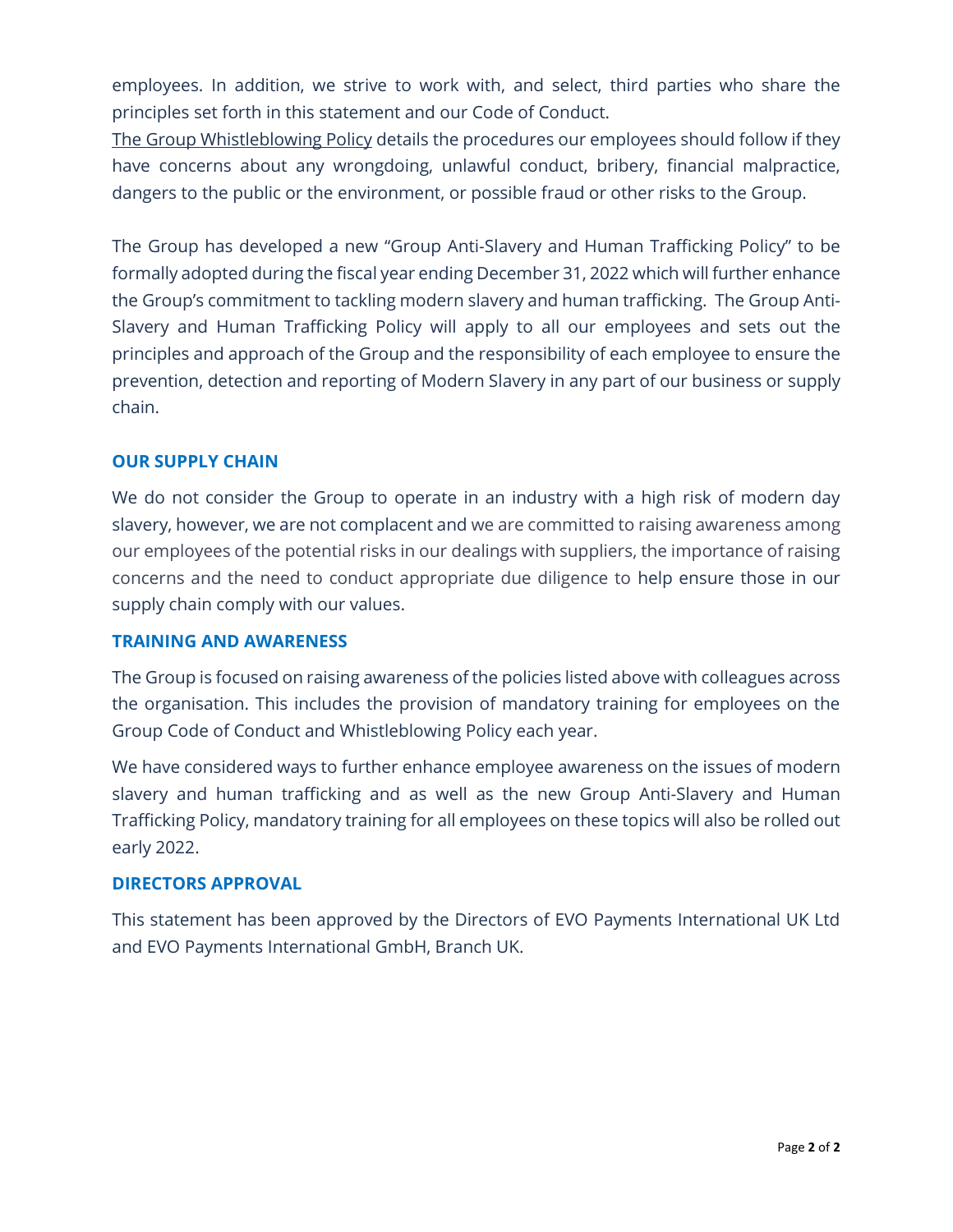employees. In addition, we strive to work with, and select, third parties who share the principles set forth in this statement and our Code of Conduct.

The Group Whistleblowing Policy details the procedures our employees should follow if they have concerns about any wrongdoing, unlawful conduct, bribery, financial malpractice, dangers to the public or the environment, or possible fraud or other risks to the Group.

The Group has developed a new "Group Anti-Slavery and Human Trafficking Policy" to be formally adopted during the fiscal year ending December 31, 2022 which will further enhance the Group's commitment to tackling modern slavery and human trafficking. The Group Anti-Slavery and Human Trafficking Policy will apply to all our employees and sets out the principles and approach of the Group and the responsibility of each employee to ensure the prevention, detection and reporting of Modern Slavery in any part of our business or supply chain.

## OUR SUPPLY CHAIN

We do not consider the Group to operate in an industry with a high risk of modern day slavery, however, we are not complacent and we are committed to raising awareness among our employees of the potential risks in our dealings with suppliers, the importance of raising concerns and the need to conduct appropriate due diligence to help ensure those in our supply chain comply with our values.

## TRAINING AND AWARENESS

The Group is focused on raising awareness of the policies listed above with colleagues across the organisation. This includes the provision of mandatory training for employees on the Group Code of Conduct and Whistleblowing Policy each year.

We have considered ways to further enhance employee awareness on the issues of modern slavery and human trafficking and as well as the new Group Anti-Slavery and Human Trafficking Policy, mandatory training for all employees on these topics will also be rolled out early 2022.

## DIRECTORS APPROVAL

This statement has been approved by the Directors of EVO Payments International UK Ltd and EVO Payments International GmbH, Branch UK.